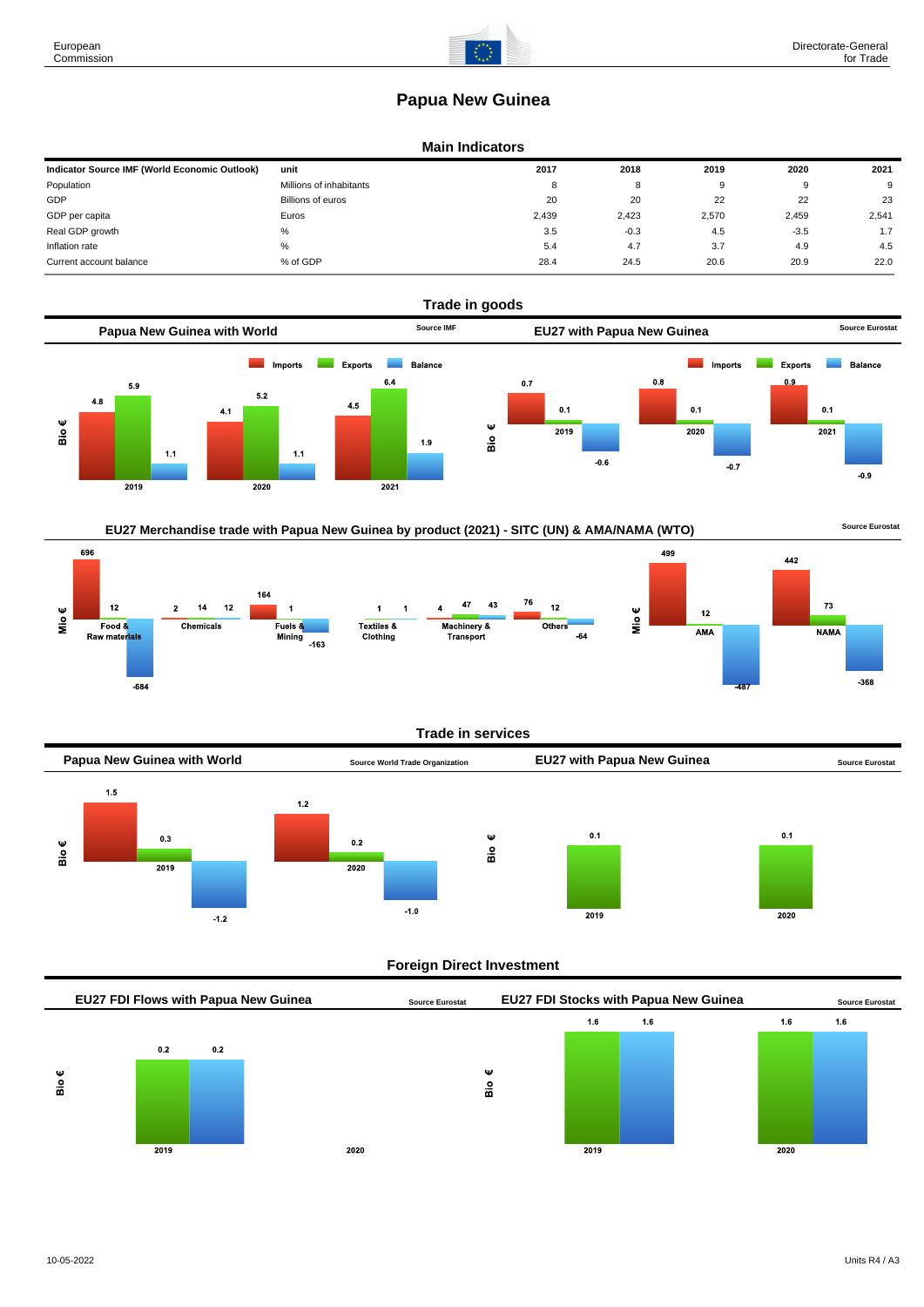# Papua New Guinea

## Main Indicators

| Indicator Source IMF (World Economic Outlook) | unit | 2017 | 2018 | 2019 | 2020 | 2021 |
|---|---|---|---|---|---|---|
| Population | Millions of inhabitants | 8 | 8 | 9 | 9 | 9 |
| GDP | Billions of euros | 20 | 20 | 22 | 22 | 23 |
| GDP per capita | Euros | 2,439 | 2,423 | 2,570 | 2,459 | 2,541 |
| Real GDP growth | % | 3.5 | -0.3 | 4.5 | -3.5 | 1.7 |
| Inflation rate | % | 5.4 | 4.7 | 3.7 | 4.9 | 4.5 |
| Current account balance | % of GDP | 28.4 | 24.5 | 20.6 | 20.9 | 22.0 |

## Trade in goods

### Papua New Guinea with World

Source IMF

Bio €

| | Imports | Exports | Balance |
|---|---|---|---|
| 2019 | 4.8 | 5.9 | 1.1 |
| 2020 | 4.1 | 5.2 | 1.1 |
| 2021 | 4.5 | 6.4 | 1.9 |

### EU27 with Papua New Guinea

Source Eurostat

Bio €

| | Imports | Exports | Balance |
|---|---|---|---|
| 2019 | 0.7 | 0.1 | -0.6 |
| 2020 | 0.8 | 0.1 | -0.7 |
| 2021 | 0.9 | 0.1 | -0.9 |

### EU27 Merchandise trade with Papua New Guinea by product (2021) - SITC (UN) & AMA/NAMA (WTO)

Source Eurostat

Mio €

| | Imports | Exports | Balance |
|---|---|---|---|
| Food & Raw materials | 696 | 12 | -684 |
| Chemicals | 2 | 14 | 12 |
| Fuels & Mining | 164 | 1 | -163 |
| Textiles & Clothing | 1 | 1 | |
| Machinery & Transport | 4 | 47 | 43 |
| Others | 76 | 12 | -64 |
| AMA | 499 | 12 | -487 |
| NAMA | 442 | 73 | -368 |

## Trade in services

### Papua New Guinea with World

Source World Trade Organization

Bio €

| | Imports | Exports | Balance |
|---|---|---|---|
| 2019 | 1.5 | 0.3 | -1.2 |
| 2020 | 1.2 | 0.2 | -1.0 |

### EU27 with Papua New Guinea

Source Eurostat

Bio €

| | Exports |
|---|---|
| 2019 | 0.1 |
| 2020 | 0.1 |

## Foreign Direct Investment

### EU27 FDI Flows with Papua New Guinea

Source Eurostat

Bio €

| | Outward | Inward |
|---|---|---|
| 2019 | 0.2 | 0.2 |
| 2020 | | |

### EU27 FDI Stocks with Papua New Guinea

Source Eurostat

Bio €

| | Outward | Inward |
|---|---|---|
| 2019 | 1.6 | 1.6 |
| 2020 | 1.6 | 1.6 |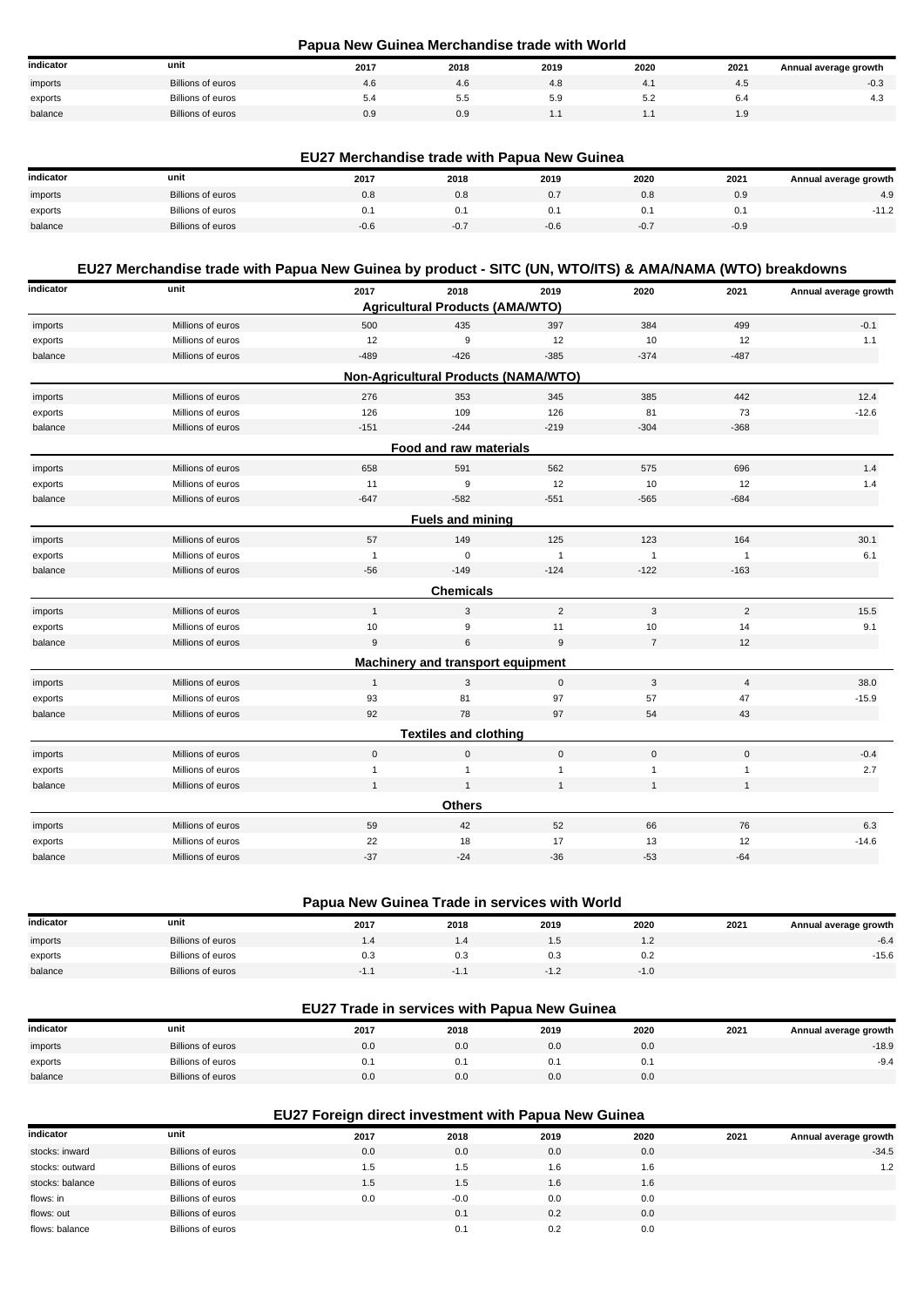### Papua New Guinea Merchandise trade with World

| indicator | unit | 2017 | 2018 | 2019 | 2020 | 2021 | Annual average growth |
|---|---|---|---|---|---|---|---|
| imports | Billions of euros | 4.6 | 4.6 | 4.8 | 4.1 | 4.5 | -0.3 |
| exports | Billions of euros | 5.4 | 5.5 | 5.9 | 5.2 | 6.4 | 4.3 |
| balance | Billions of euros | 0.9 | 0.9 | 1.1 | 1.1 | 1.9 | |

### EU27 Merchandise trade with Papua New Guinea

| indicator | unit | 2017 | 2018 | 2019 | 2020 | 2021 | Annual average growth |
|---|---|---|---|---|---|---|---|
| imports | Billions of euros | 0.8 | 0.8 | 0.7 | 0.8 | 0.9 | 4.9 |
| exports | Billions of euros | 0.1 | 0.1 | 0.1 | 0.1 | 0.1 | -11.2 |
| balance | Billions of euros | -0.6 | -0.7 | -0.6 | -0.7 | -0.9 | |

### EU27 Merchandise trade with Papua New Guinea by product - SITC (UN, WTO/ITS) & AMA/NAMA (WTO) breakdowns

| indicator | unit | 2017 | 2018 | 2019 | 2020 | 2021 | Annual average growth |
|---|---|---|---|---|---|---|---|
| | | | **Agricultural Products (AMA/WTO)** | | | | |
| imports | Millions of euros | 500 | 435 | 397 | 384 | 499 | -0.1 |
| exports | Millions of euros | 12 | 9 | 12 | 10 | 12 | 1.1 |
| balance | Millions of euros | -489 | -426 | -385 | -374 | -487 | |
| | | | **Non-Agricultural Products (NAMA/WTO)** | | | | |
| imports | Millions of euros | 276 | 353 | 345 | 385 | 442 | 12.4 |
| exports | Millions of euros | 126 | 109 | 126 | 81 | 73 | -12.6 |
| balance | Millions of euros | -151 | -244 | -219 | -304 | -368 | |
| | | | **Food and raw materials** | | | | |
| imports | Millions of euros | 658 | 591 | 562 | 575 | 696 | 1.4 |
| exports | Millions of euros | 11 | 9 | 12 | 10 | 12 | 1.4 |
| balance | Millions of euros | -647 | -582 | -551 | -565 | -684 | |
| | | | **Fuels and mining** | | | | |
| imports | Millions of euros | 57 | 149 | 125 | 123 | 164 | 30.1 |
| exports | Millions of euros | 1 | 0 | 1 | 1 | 1 | 6.1 |
| balance | Millions of euros | -56 | -149 | -124 | -122 | -163 | |
| | | | **Chemicals** | | | | |
| imports | Millions of euros | 1 | 3 | 2 | 3 | 2 | 15.5 |
| exports | Millions of euros | 10 | 9 | 11 | 10 | 14 | 9.1 |
| balance | Millions of euros | 9 | 6 | 9 | 7 | 12 | |
| | | | **Machinery and transport equipment** | | | | |
| imports | Millions of euros | 1 | 3 | 0 | 3 | 4 | 38.0 |
| exports | Millions of euros | 93 | 81 | 97 | 57 | 47 | -15.9 |
| balance | Millions of euros | 92 | 78 | 97 | 54 | 43 | |
| | | | **Textiles and clothing** | | | | |
| imports | Millions of euros | 0 | 0 | 0 | 0 | 0 | -0.4 |
| exports | Millions of euros | 1 | 1 | 1 | 1 | 1 | 2.7 |
| balance | Millions of euros | 1 | 1 | 1 | 1 | 1 | |
| | | | **Others** | | | | |
| imports | Millions of euros | 59 | 42 | 52 | 66 | 76 | 6.3 |
| exports | Millions of euros | 22 | 18 | 17 | 13 | 12 | -14.6 |
| balance | Millions of euros | -37 | -24 | -36 | -53 | -64 | |

### Papua New Guinea Trade in services with World

| indicator | unit | 2017 | 2018 | 2019 | 2020 | 2021 | Annual average growth |
|---|---|---|---|---|---|---|---|
| imports | Billions of euros | 1.4 | 1.4 | 1.5 | 1.2 | | -6.4 |
| exports | Billions of euros | 0.3 | 0.3 | 0.3 | 0.2 | | -15.6 |
| balance | Billions of euros | -1.1 | -1.1 | -1.2 | -1.0 | | |

### EU27 Trade in services with Papua New Guinea

| indicator | unit | 2017 | 2018 | 2019 | 2020 | 2021 | Annual average growth |
|---|---|---|---|---|---|---|---|
| imports | Billions of euros | 0.0 | 0.0 | 0.0 | 0.0 | | -18.9 |
| exports | Billions of euros | 0.1 | 0.1 | 0.1 | 0.1 | | -9.4 |
| balance | Billions of euros | 0.0 | 0.0 | 0.0 | 0.0 | | |

### EU27 Foreign direct investment with Papua New Guinea

| indicator | unit | 2017 | 2018 | 2019 | 2020 | 2021 | Annual average growth |
|---|---|---|---|---|---|---|---|
| stocks: inward | Billions of euros | 0.0 | 0.0 | 0.0 | 0.0 | | -34.5 |
| stocks: outward | Billions of euros | 1.5 | 1.5 | 1.6 | 1.6 | | 1.2 |
| stocks: balance | Billions of euros | 1.5 | 1.5 | 1.6 | 1.6 | | |
| flows: in | Billions of euros | 0.0 | -0.0 | 0.0 | 0.0 | | |
| flows: out | Billions of euros | | 0.1 | 0.2 | 0.0 | | |
| flows: balance | Billions of euros | | 0.1 | 0.2 | 0.0 | | |